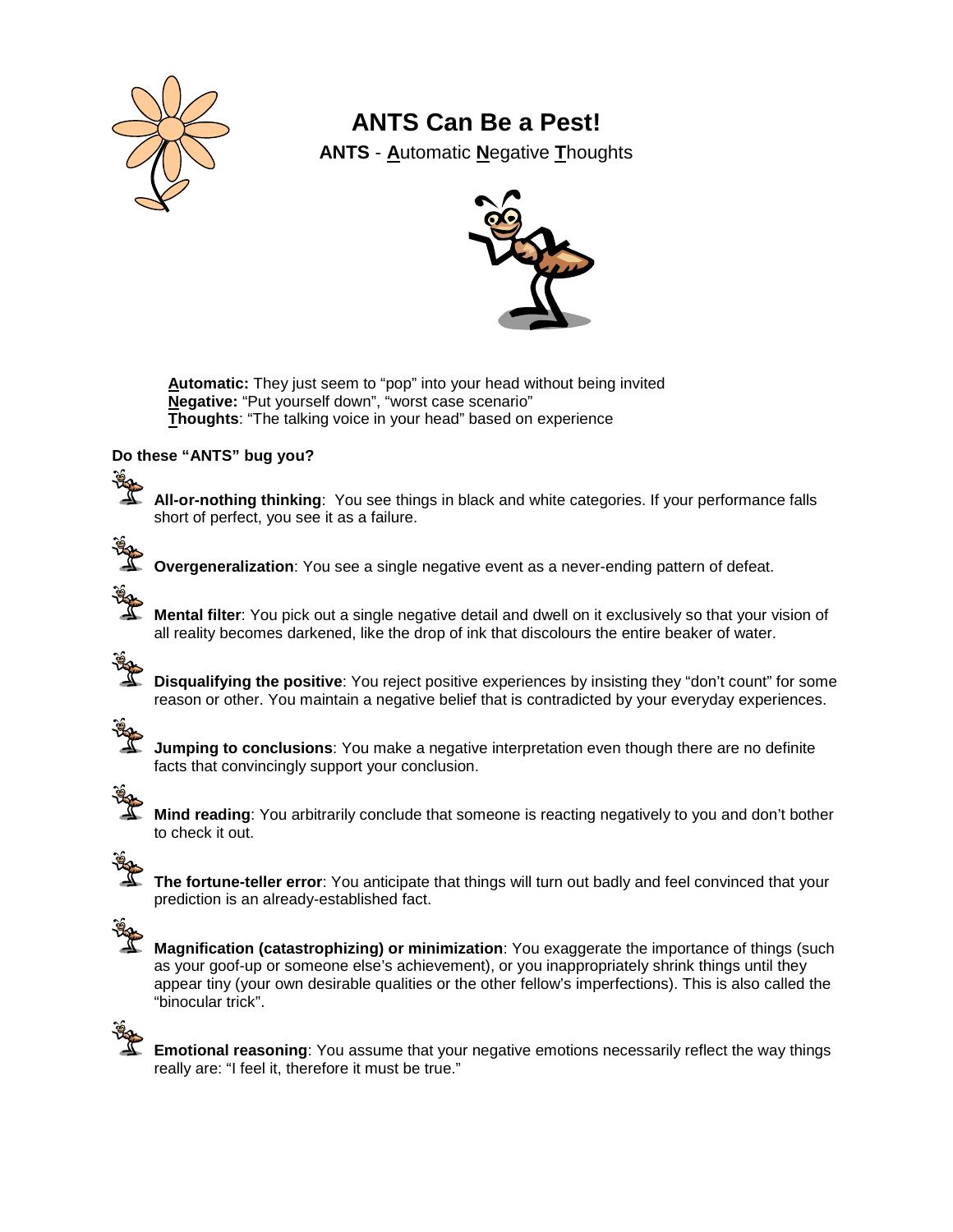# ANTS Can Be a Pest!

**ANTS** - **A**utomatic **N**egative **T**houghts

**Automatic:** They just seem to "pop" into your head without being invited
**Negative:** "Put yourself down", "worst case scenario"
**Thoughts**: "The talking voice in your head" based on experience

**Do these "ANTS" bug you?**

- **All-or-nothing thinking**: You see things in black and white categories. If your performance falls short of perfect, you see it as a failure.
- **Overgeneralization**: You see a single negative event as a never-ending pattern of defeat.
- **Mental filter**: You pick out a single negative detail and dwell on it exclusively so that your vision of all reality becomes darkened, like the drop of ink that discolours the entire beaker of water.
- **Disqualifying the positive**: You reject positive experiences by insisting they "don't count" for some reason or other. You maintain a negative belief that is contradicted by your everyday experiences.
- **Jumping to conclusions**: You make a negative interpretation even though there are no definite facts that convincingly support your conclusion.
- **Mind reading**: You arbitrarily conclude that someone is reacting negatively to you and don't bother to check it out.
- **The fortune-teller error**: You anticipate that things will turn out badly and feel convinced that your prediction is an already-established fact.
- **Magnification (catastrophizing) or minimization**: You exaggerate the importance of things (such as your goof-up or someone else's achievement), or you inappropriately shrink things until they appear tiny (your own desirable qualities or the other fellow's imperfections). This is also called the "binocular trick".
- **Emotional reasoning**: You assume that your negative emotions necessarily reflect the way things really are: "I feel it, therefore it must be true."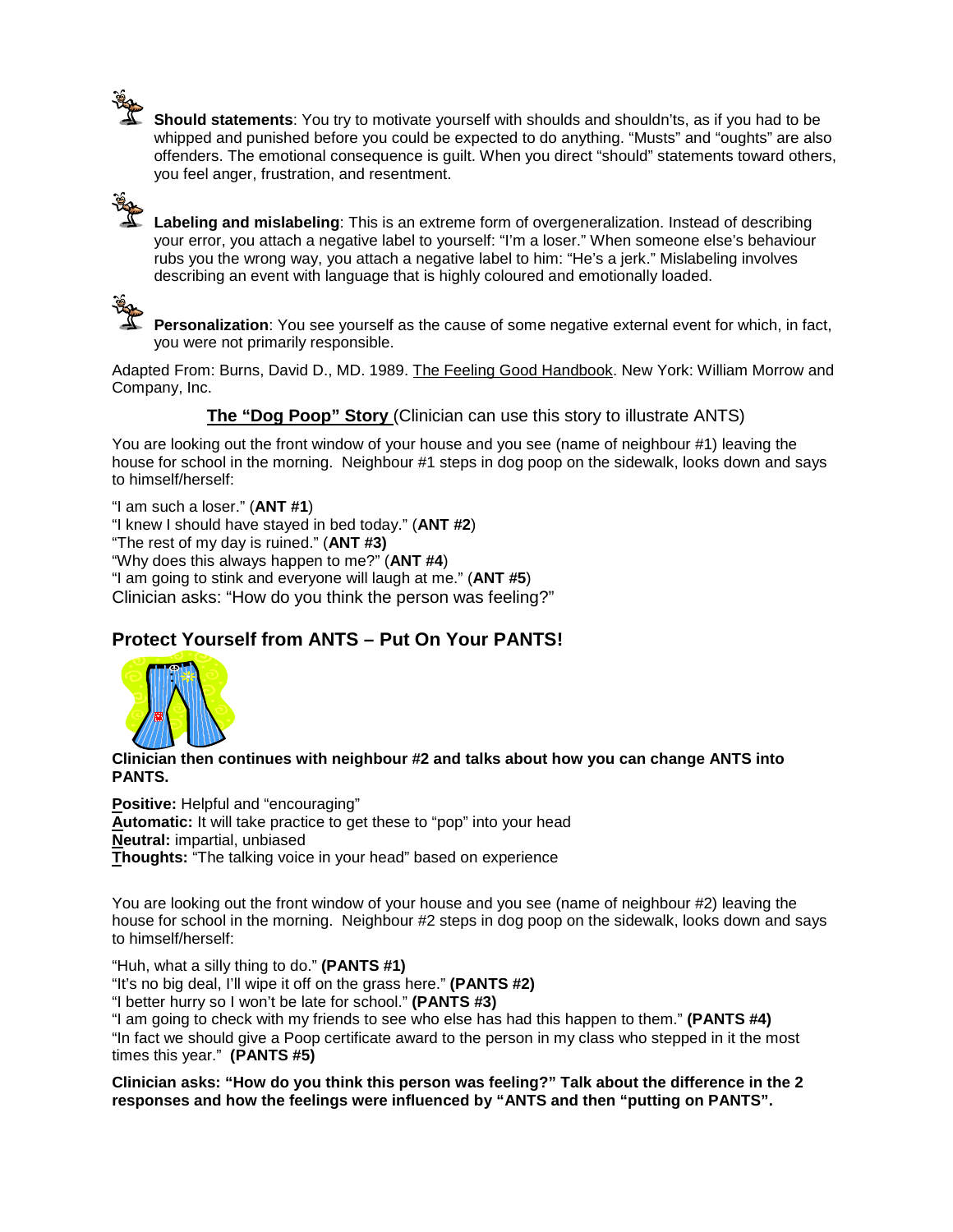- **Should statements**: You try to motivate yourself with shoulds and shouldn'ts, as if you had to be whipped and punished before you could be expected to do anything. "Musts" and "oughts" are also offenders. The emotional consequence is guilt. When you direct "should" statements toward others, you feel anger, frustration, and resentment.

- **Labeling and mislabeling**: This is an extreme form of overgeneralization. Instead of describing your error, you attach a negative label to yourself: "I'm a loser." When someone else's behaviour rubs you the wrong way, you attach a negative label to him: "He's a jerk." Mislabeling involves describing an event with language that is highly coloured and emotionally loaded.

- **Personalization**: You see yourself as the cause of some negative external event for which, in fact, you were not primarily responsible.

Adapted From: Burns, David D., MD. 1989. The Feeling Good Handbook. New York: William Morrow and Company, Inc.

**The "Dog Poop" Story** (Clinician can use this story to illustrate ANTS)

You are looking out the front window of your house and you see (name of neighbour #1) leaving the house for school in the morning. Neighbour #1 steps in dog poop on the sidewalk, looks down and says to himself/herself:

"I am such a loser." (**ANT #1**)
"I knew I should have stayed in bed today." (**ANT #2**)
"The rest of my day is ruined." (**ANT #3)**
"Why does this always happen to me?" (**ANT #4**)
"I am going to stink and everyone will laugh at me." (**ANT #5**)
Clinician asks: "How do you think the person was feeling?"

## Protect Yourself from ANTS – Put On Your PANTS!

**Clinician then continues with neighbour #2 and talks about how you can change ANTS into PANTS.**

**Positive:** Helpful and "encouraging"
**Automatic:** It will take practice to get these to "pop" into your head
**Neutral:** impartial, unbiased
**Thoughts:** "The talking voice in your head" based on experience

You are looking out the front window of your house and you see (name of neighbour #2) leaving the house for school in the morning. Neighbour #2 steps in dog poop on the sidewalk, looks down and says to himself/herself:

"Huh, what a silly thing to do." **(PANTS #1)**
"It's no big deal, I'll wipe it off on the grass here." **(PANTS #2)**
"I better hurry so I won't be late for school." **(PANTS #3)**
"I am going to check with my friends to see who else has had this happen to them." **(PANTS #4)**
"In fact we should give a Poop certificate award to the person in my class who stepped in it the most times this year." **(PANTS #5)**

**Clinician asks: "How do you think this person was feeling?" Talk about the difference in the 2 responses and how the feelings were influenced by "ANTS and then "putting on PANTS".**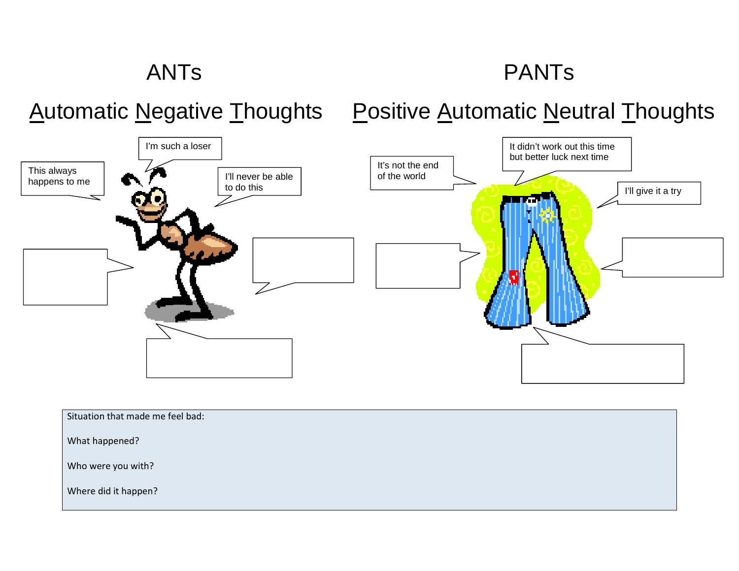# ANTs

## Automatic Negative Thoughts

I'm such a loser

This always happens to me

I'll never be able to do this

# PANTs

## Positive Automatic Neutral Thoughts

It didn't work out this time but better luck next time

It's not the end of the world

I'll give it a try

Situation that made me feel bad:

What happened?

Who were you with?

Where did it happen?